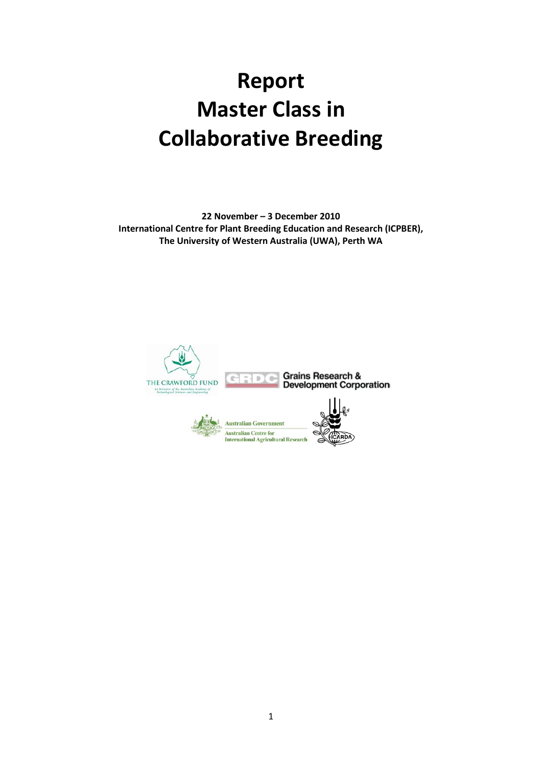# Report
# Master Class in
# Collaborative Breeding

**22 November – 3 December 2010**
**International Centre for Plant Breeding Education and Research (ICPBER),**
**The University of Western Australia (UWA), Perth WA**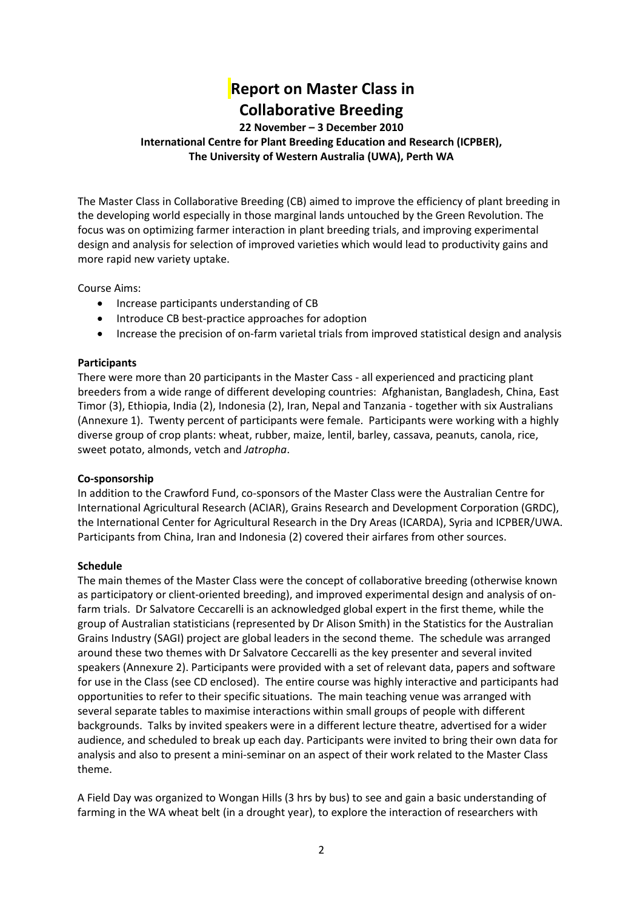# Report on Master Class in Collaborative Breeding

**22 November – 3 December 2010**
**International Centre for Plant Breeding Education and Research (ICPBER),**
**The University of Western Australia (UWA), Perth WA**

The Master Class in Collaborative Breeding (CB) aimed to improve the efficiency of plant breeding in the developing world especially in those marginal lands untouched by the Green Revolution. The focus was on optimizing farmer interaction in plant breeding trials, and improving experimental design and analysis for selection of improved varieties which would lead to productivity gains and more rapid new variety uptake.

Course Aims:

- Increase participants understanding of CB
- Introduce CB best-practice approaches for adoption
- Increase the precision of on-farm varietal trials from improved statistical design and analysis

**Participants**

There were more than 20 participants in the Master Cass - all experienced and practicing plant breeders from a wide range of different developing countries: Afghanistan, Bangladesh, China, East Timor (3), Ethiopia, India (2), Indonesia (2), Iran, Nepal and Tanzania - together with six Australians (Annexure 1). Twenty percent of participants were female. Participants were working with a highly diverse group of crop plants: wheat, rubber, maize, lentil, barley, cassava, peanuts, canola, rice, sweet potato, almonds, vetch and *Jatropha*.

**Co-sponsorship**

In addition to the Crawford Fund, co-sponsors of the Master Class were the Australian Centre for International Agricultural Research (ACIAR), Grains Research and Development Corporation (GRDC), the International Center for Agricultural Research in the Dry Areas (ICARDA), Syria and ICPBER/UWA. Participants from China, Iran and Indonesia (2) covered their airfares from other sources.

**Schedule**

The main themes of the Master Class were the concept of collaborative breeding (otherwise known as participatory or client-oriented breeding), and improved experimental design and analysis of on-farm trials. Dr Salvatore Ceccarelli is an acknowledged global expert in the first theme, while the group of Australian statisticians (represented by Dr Alison Smith) in the Statistics for the Australian Grains Industry (SAGI) project are global leaders in the second theme. The schedule was arranged around these two themes with Dr Salvatore Ceccarelli as the key presenter and several invited speakers (Annexure 2). Participants were provided with a set of relevant data, papers and software for use in the Class (see CD enclosed). The entire course was highly interactive and participants had opportunities to refer to their specific situations. The main teaching venue was arranged with several separate tables to maximise interactions within small groups of people with different backgrounds. Talks by invited speakers were in a different lecture theatre, advertised for a wider audience, and scheduled to break up each day. Participants were invited to bring their own data for analysis and also to present a mini-seminar on an aspect of their work related to the Master Class theme.

A Field Day was organized to Wongan Hills (3 hrs by bus) to see and gain a basic understanding of farming in the WA wheat belt (in a drought year), to explore the interaction of researchers with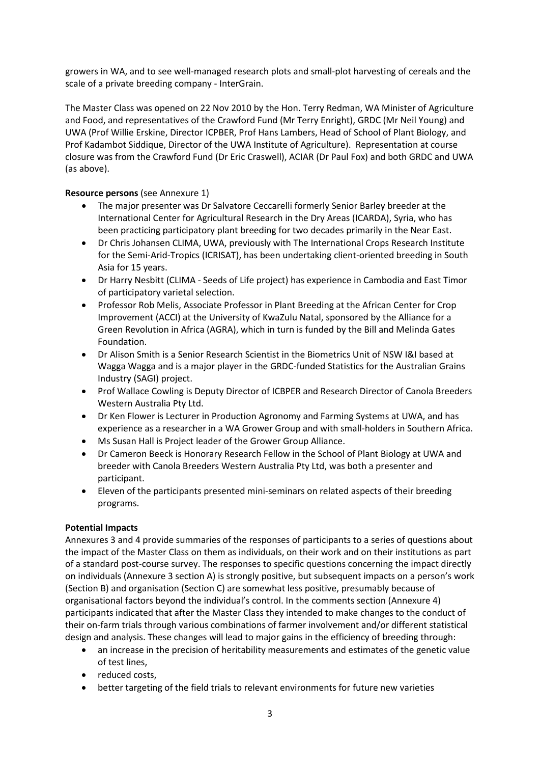growers in WA, and to see well-managed research plots and small-plot harvesting of cereals and the scale of a private breeding company - InterGrain.

The Master Class was opened on 22 Nov 2010 by the Hon. Terry Redman, WA Minister of Agriculture and Food, and representatives of the Crawford Fund (Mr Terry Enright), GRDC (Mr Neil Young) and UWA (Prof Willie Erskine, Director ICPBER, Prof Hans Lambers, Head of School of Plant Biology, and Prof Kadambot Siddique, Director of the UWA Institute of Agriculture). Representation at course closure was from the Crawford Fund (Dr Eric Craswell), ACIAR (Dr Paul Fox) and both GRDC and UWA (as above).

**Resource persons** (see Annexure 1)

- The major presenter was Dr Salvatore Ceccarelli formerly Senior Barley breeder at the International Center for Agricultural Research in the Dry Areas (ICARDA), Syria, who has been practicing participatory plant breeding for two decades primarily in the Near East.
- Dr Chris Johansen CLIMA, UWA, previously with The International Crops Research Institute for the Semi-Arid-Tropics (ICRISAT), has been undertaking client-oriented breeding in South Asia for 15 years.
- Dr Harry Nesbitt (CLIMA - Seeds of Life project) has experience in Cambodia and East Timor of participatory varietal selection.
- Professor Rob Melis, Associate Professor in Plant Breeding at the African Center for Crop Improvement (ACCI) at the University of KwaZulu Natal, sponsored by the Alliance for a Green Revolution in Africa (AGRA), which in turn is funded by the Bill and Melinda Gates Foundation.
- Dr Alison Smith is a Senior Research Scientist in the Biometrics Unit of NSW I&I based at Wagga Wagga and is a major player in the GRDC-funded Statistics for the Australian Grains Industry (SAGI) project.
- Prof Wallace Cowling is Deputy Director of ICBPER and Research Director of Canola Breeders Western Australia Pty Ltd.
- Dr Ken Flower is Lecturer in Production Agronomy and Farming Systems at UWA, and has experience as a researcher in a WA Grower Group and with small-holders in Southern Africa.
- Ms Susan Hall is Project leader of the Grower Group Alliance.
- Dr Cameron Beeck is Honorary Research Fellow in the School of Plant Biology at UWA and breeder with Canola Breeders Western Australia Pty Ltd, was both a presenter and participant.
- Eleven of the participants presented mini-seminars on related aspects of their breeding programs.

**Potential Impacts**

Annexures 3 and 4 provide summaries of the responses of participants to a series of questions about the impact of the Master Class on them as individuals, on their work and on their institutions as part of a standard post-course survey. The responses to specific questions concerning the impact directly on individuals (Annexure 3 section A) is strongly positive, but subsequent impacts on a person's work (Section B) and organisation (Section C) are somewhat less positive, presumably because of organisational factors beyond the individual's control. In the comments section (Annexure 4) participants indicated that after the Master Class they intended to make changes to the conduct of their on-farm trials through various combinations of farmer involvement and/or different statistical design and analysis. These changes will lead to major gains in the efficiency of breeding through:

- an increase in the precision of heritability measurements and estimates of the genetic value of test lines,
- reduced costs,
- better targeting of the field trials to relevant environments for future new varieties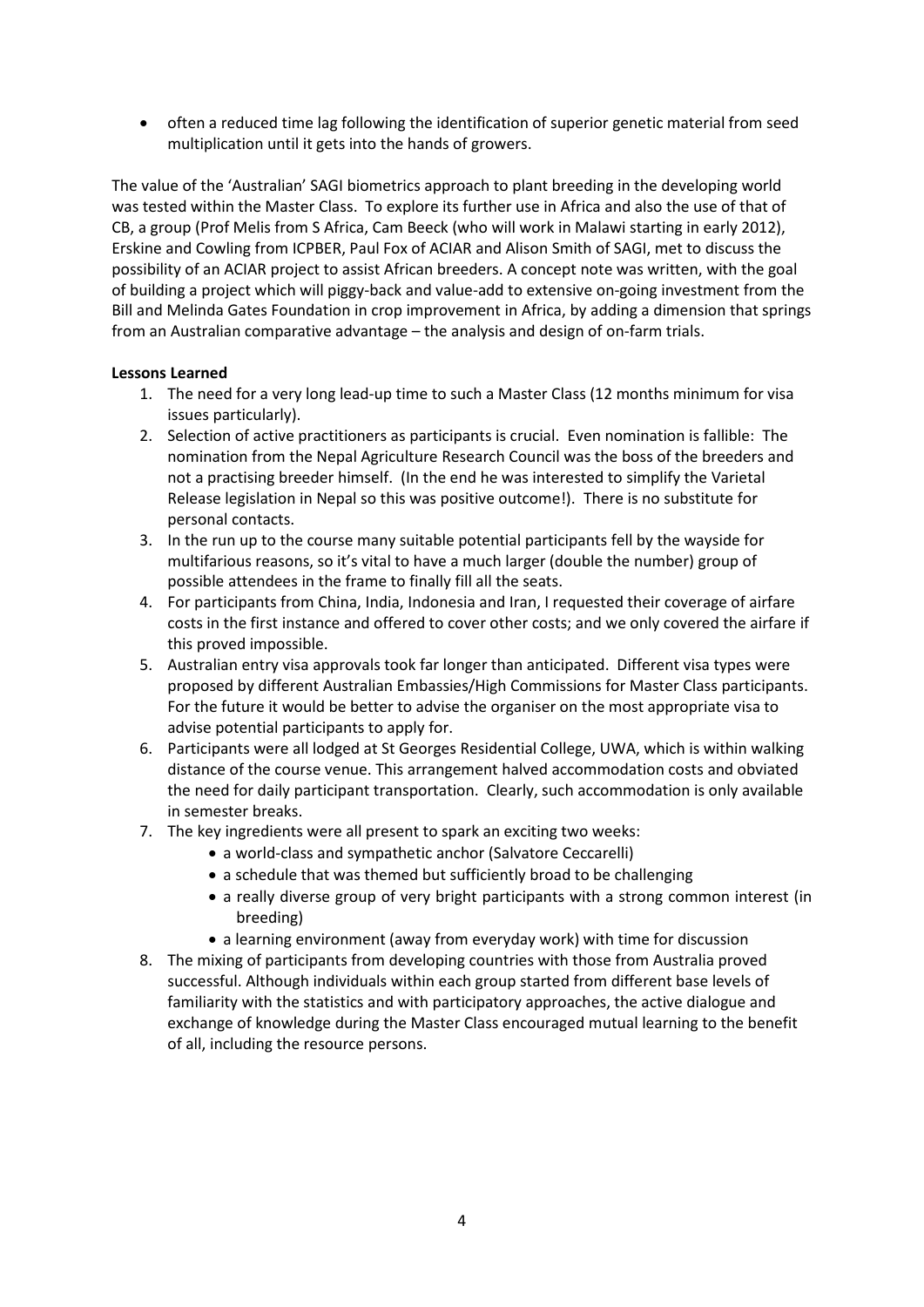- often a reduced time lag following the identification of superior genetic material from seed multiplication until it gets into the hands of growers.

The value of the 'Australian' SAGI biometrics approach to plant breeding in the developing world was tested within the Master Class. To explore its further use in Africa and also the use of that of CB, a group (Prof Melis from S Africa, Cam Beeck (who will work in Malawi starting in early 2012), Erskine and Cowling from ICPBER, Paul Fox of ACIAR and Alison Smith of SAGI, met to discuss the possibility of an ACIAR project to assist African breeders. A concept note was written, with the goal of building a project which will piggy-back and value-add to extensive on-going investment from the Bill and Melinda Gates Foundation in crop improvement in Africa, by adding a dimension that springs from an Australian comparative advantage – the analysis and design of on-farm trials.

**Lessons Learned**

1. The need for a very long lead-up time to such a Master Class (12 months minimum for visa issues particularly).
2. Selection of active practitioners as participants is crucial. Even nomination is fallible: The nomination from the Nepal Agriculture Research Council was the boss of the breeders and not a practising breeder himself. (In the end he was interested to simplify the Varietal Release legislation in Nepal so this was positive outcome!). There is no substitute for personal contacts.
3. In the run up to the course many suitable potential participants fell by the wayside for multifarious reasons, so it's vital to have a much larger (double the number) group of possible attendees in the frame to finally fill all the seats.
4. For participants from China, India, Indonesia and Iran, I requested their coverage of airfare costs in the first instance and offered to cover other costs; and we only covered the airfare if this proved impossible.
5. Australian entry visa approvals took far longer than anticipated. Different visa types were proposed by different Australian Embassies/High Commissions for Master Class participants. For the future it would be better to advise the organiser on the most appropriate visa to advise potential participants to apply for.
6. Participants were all lodged at St Georges Residential College, UWA, which is within walking distance of the course venue. This arrangement halved accommodation costs and obviated the need for daily participant transportation. Clearly, such accommodation is only available in semester breaks.
7. The key ingredients were all present to spark an exciting two weeks:
   - a world-class and sympathetic anchor (Salvatore Ceccarelli)
   - a schedule that was themed but sufficiently broad to be challenging
   - a really diverse group of very bright participants with a strong common interest (in breeding)
   - a learning environment (away from everyday work) with time for discussion
8. The mixing of participants from developing countries with those from Australia proved successful. Although individuals within each group started from different base levels of familiarity with the statistics and with participatory approaches, the active dialogue and exchange of knowledge during the Master Class encouraged mutual learning to the benefit of all, including the resource persons.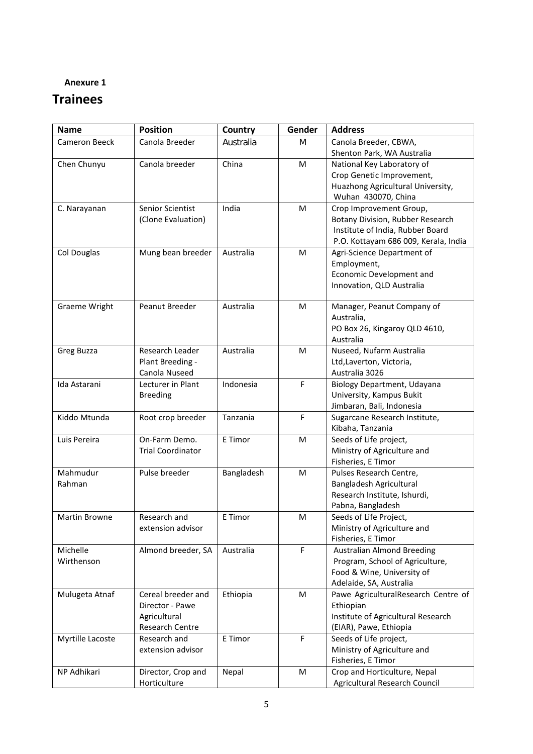**Anexure 1**

## Trainees

| Name | Position | Country | Gender | Address |
|---|---|---|---|---|
| Cameron Beeck | Canola Breeder | Australia | M | Canola Breeder, CBWA, Shenton Park, WA Australia |
| Chen Chunyu | Canola breeder | China | M | National Key Laboratory of Crop Genetic Improvement, Huazhong Agricultural University, Wuhan 430070, China |
| C. Narayanan | Senior Scientist (Clone Evaluation) | India | M | Crop Improvement Group, Botany Division, Rubber Research Institute of India, Rubber Board P.O. Kottayam 686 009, Kerala, India |
| Col Douglas | Mung bean breeder | Australia | M | Agri-Science Department of Employment, Economic Development and Innovation, QLD Australia |
| Graeme Wright | Peanut Breeder | Australia | M | Manager, Peanut Company of Australia, PO Box 26, Kingaroy QLD 4610, Australia |
| Greg Buzza | Research Leader Plant Breeding - Canola Nuseed | Australia | M | Nuseed, Nufarm Australia Ltd,Laverton, Victoria, Australia 3026 |
| Ida Astarani | Lecturer in Plant Breeding | Indonesia | F | Biology Department, Udayana University, Kampus Bukit Jimbaran, Bali, Indonesia |
| Kiddo Mtunda | Root crop breeder | Tanzania | F | Sugarcane Research Institute, Kibaha, Tanzania |
| Luis Pereira | On-Farm Demo. Trial Coordinator | E Timor | M | Seeds of Life project, Ministry of Agriculture and Fisheries, E Timor |
| Mahmudur Rahman | Pulse breeder | Bangladesh | M | Pulses Research Centre, Bangladesh Agricultural Research Institute, Ishurdi, Pabna, Bangladesh |
| Martin Browne | Research and extension advisor | E Timor | M | Seeds of Life Project, Ministry of Agriculture and Fisheries, E Timor |
| Michelle Wirthenson | Almond breeder, SA | Australia | F | Australian Almond Breeding Program, School of Agriculture, Food & Wine, University of Adelaide, SA, Australia |
| Mulugeta Atnaf | Cereal breeder and Director - Pawe Agricultural Research Centre | Ethiopia | M | Pawe AgriculturalResearch Centre of Ethiopian Institute of Agricultural Research (EIAR), Pawe, Ethiopia |
| Myrtille Lacoste | Research and extension advisor | E Timor | F | Seeds of Life project, Ministry of Agriculture and Fisheries, E Timor |
| NP Adhikari | Director, Crop and Horticulture | Nepal | M | Crop and Horticulture, Nepal Agricultural Research Council |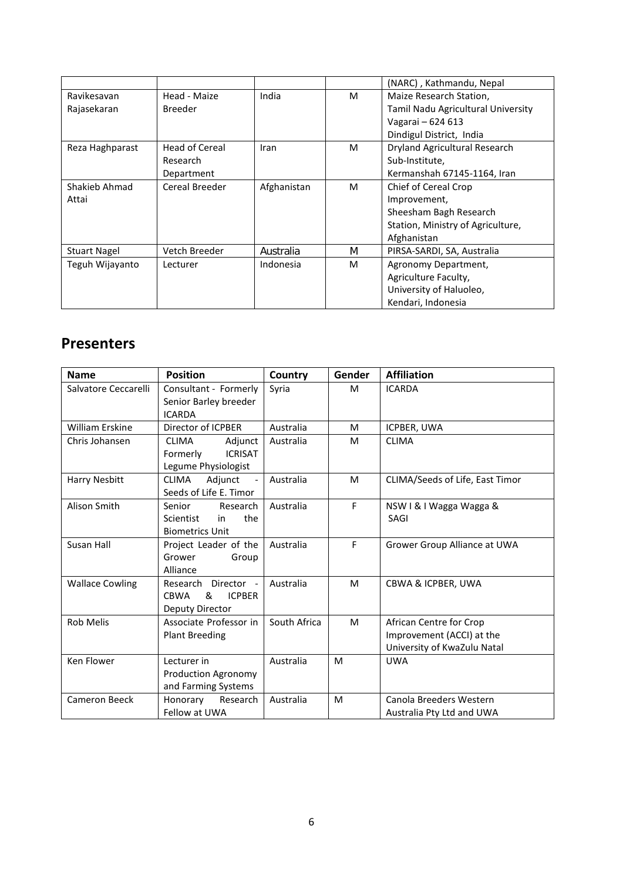| | | | | |
|---|---|---|---|---|
| | | | | (NARC) , Kathmandu, Nepal |
| Ravikesavan Rajasekaran | Head - Maize Breeder | India | M | Maize Research Station, Tamil Nadu Agricultural University Vagarai – 624 613 Dindigul District, India |
| Reza Haghparast | Head of Cereal Research Department | Iran | M | Dryland Agricultural Research Sub-Institute, Kermanshah 67145-1164, Iran |
| Shakieb Ahmad Attai | Cereal Breeder | Afghanistan | M | Chief of Cereal Crop Improvement, Sheesham Bagh Research Station, Ministry of Agriculture, Afghanistan |
| Stuart Nagel | Vetch Breeder | Australia | M | PIRSA-SARDI, SA, Australia |
| Teguh Wijayanto | Lecturer | Indonesia | M | Agronomy Department, Agriculture Faculty, University of Haluoleo, Kendari, Indonesia |

## Presenters

| Name | Position | Country | Gender | Affiliation |
|---|---|---|---|---|
| Salvatore Ceccarelli | Consultant - Formerly Senior Barley breeder ICARDA | Syria | M | ICARDA |
| William Erskine | Director of ICPBER | Australia | M | ICPBER, UWA |
| Chris Johansen | CLIMA Adjunct Formerly ICRISAT Legume Physiologist | Australia | M | CLIMA |
| Harry Nesbitt | CLIMA Adjunct - Seeds of Life E. Timor | Australia | M | CLIMA/Seeds of Life, East Timor |
| Alison Smith | Senior Research Scientist in the Biometrics Unit | Australia | F | NSW I & I Wagga Wagga & SAGI |
| Susan Hall | Project Leader of the Grower Group Alliance | Australia | F | Grower Group Alliance at UWA |
| Wallace Cowling | Research Director - CBWA & ICPBER Deputy Director | Australia | M | CBWA & ICPBER, UWA |
| Rob Melis | Associate Professor in Plant Breeding | South Africa | M | African Centre for Crop Improvement (ACCI) at the University of KwaZulu Natal |
| Ken Flower | Lecturer in Production Agronomy and Farming Systems | Australia | M | UWA |
| Cameron Beeck | Honorary Research Fellow at UWA | Australia | M | Canola Breeders Western Australia Pty Ltd and UWA |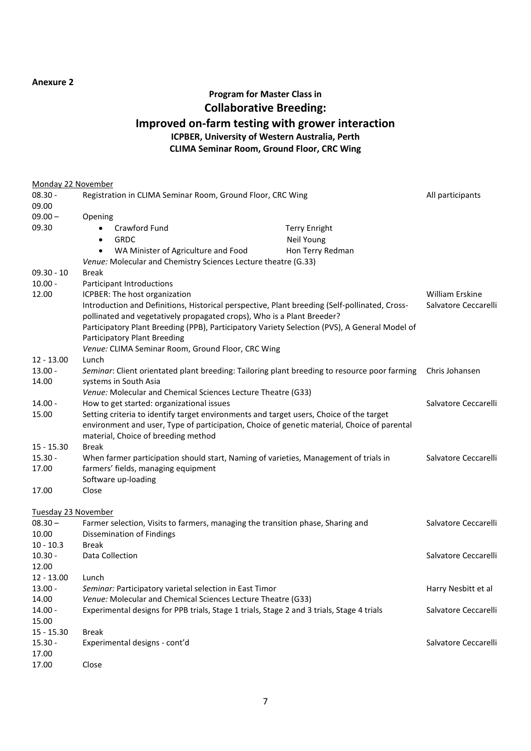**Anexure 2**

# Program for Master Class in
# Collaborative Breeding:
## Improved on-farm testing with grower interaction
### ICPBER, University of Western Australia, Perth
### CLIMA Seminar Room, Ground Floor, CRC Wing

**Monday 22 November**

| Time | Activity | Presenter |
|---|---|---|
| 08.30 - 09.00 | Registration in CLIMA Seminar Room, Ground Floor, CRC Wing | All participants |
| 09.00 – 09.30 | Opening<br>• Crawford Fund — Terry Enright<br>• GRDC — Neil Young<br>• WA Minister of Agriculture and Food — Hon Terry Redman<br>*Venue:* Molecular and Chemistry Sciences Lecture theatre (G.33) | |
| 09.30 - 10 | Break | |
| 10.00 - 12.00 | Participant Introductions<br>ICPBER: The host organization<br>Introduction and Definitions, Historical perspective, Plant breeding (Self-pollinated, Cross-pollinated and vegetatively propagated crops), Who is a Plant Breeder?<br>Participatory Plant Breeding (PPB), Participatory Variety Selection (PVS), A General Model of Participatory Plant Breeding<br>*Venue:* CLIMA Seminar Room, Ground Floor, CRC Wing | William Erskine<br>Salvatore Ceccarelli |
| 12 - 13.00 | Lunch | |
| 13.00 - 14.00 | *Seminar*: Client orientated plant breeding: Tailoring plant breeding to resource poor farming systems in South Asia<br>*Venue:* Molecular and Chemical Sciences Lecture Theatre (G33) | Chris Johansen |
| 14.00 - 15.00 | How to get started: organizational issues<br>Setting criteria to identify target environments and target users, Choice of the target environment and user, Type of participation, Choice of genetic material, Choice of parental material, Choice of breeding method | Salvatore Ceccarelli |
| 15 - 15.30 | Break | |
| 15.30 - 17.00 | When farmer participation should start, Naming of varieties, Management of trials in farmers' fields, managing equipment<br>Software up-loading | Salvatore Ceccarelli |
| 17.00 | Close | |

**Tuesday 23 November**

| Time | Activity | Presenter |
|---|---|---|
| 08.30 – 10.00 | Farmer selection, Visits to farmers, managing the transition phase, Sharing and Dissemination of Findings | Salvatore Ceccarelli |
| 10 - 10.3 | Break | |
| 10.30 - 12.00 | Data Collection | Salvatore Ceccarelli |
| 12 - 13.00 | Lunch | |
| 13.00 - 14.00 | *Seminar:* Participatory varietal selection in East Timor<br>*Venue:* Molecular and Chemical Sciences Lecture Theatre (G33) | Harry Nesbitt et al |
| 14.00 - 15.00 | Experimental designs for PPB trials, Stage 1 trials, Stage 2 and 3 trials, Stage 4 trials | Salvatore Ceccarelli |
| 15 - 15.30 | Break | |
| 15.30 - 17.00 | Experimental designs - cont'd | Salvatore Ceccarelli |
| 17.00 | Close | |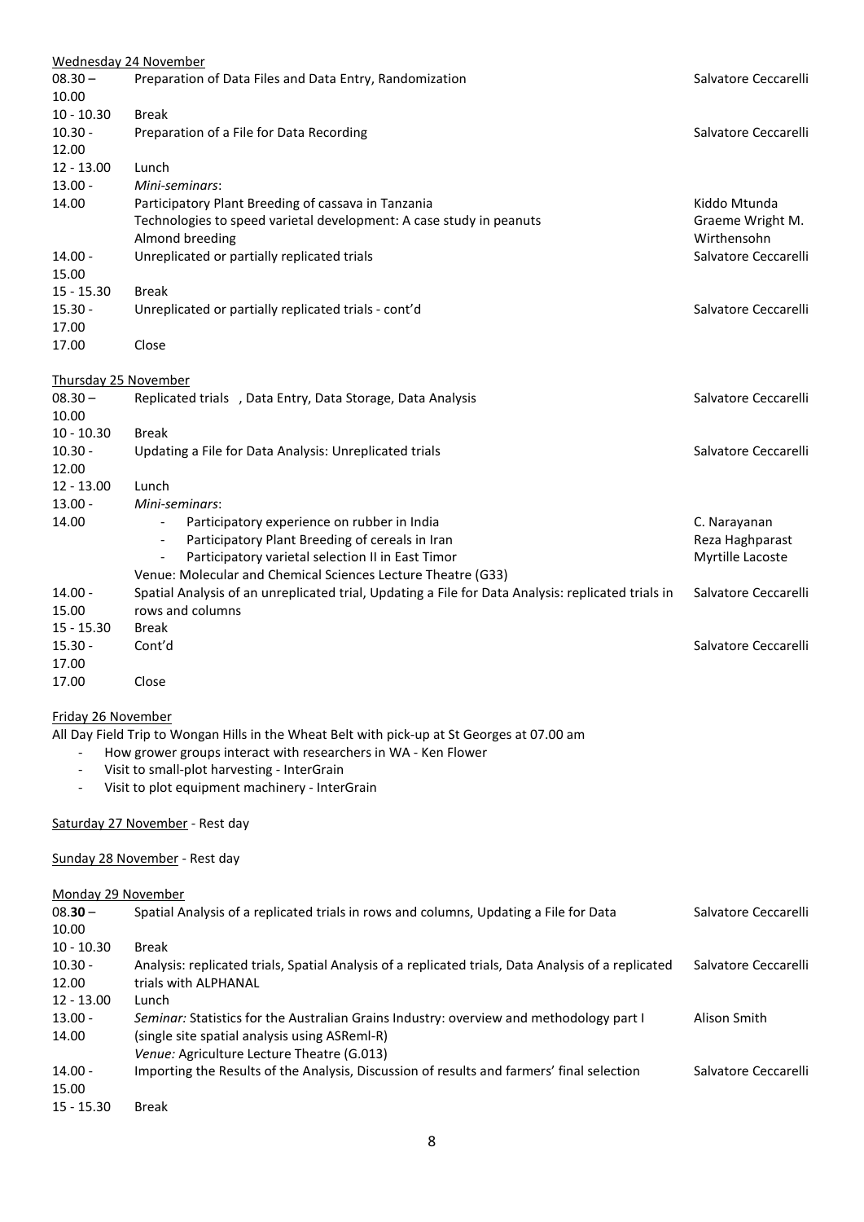Wednesday 24 November

| | | |
|---|---|---|
| 08.30 – 10.00 | Preparation of Data Files and Data Entry, Randomization | Salvatore Ceccarelli |
| 10 - 10.30 | Break | |
| 10.30 - 12.00 | Preparation of a File for Data Recording | Salvatore Ceccarelli |
| 12 - 13.00 | Lunch | |
| 13.00 - 14.00 | *Mini-seminars*:<br>Participatory Plant Breeding of cassava in Tanzania<br>Technologies to speed varietal development: A case study in peanuts<br>Almond breeding | <br>Kiddo Mtunda<br>Graeme Wright M.<br>Wirthensohn |
| 14.00 - 15.00 | Unreplicated or partially replicated trials | Salvatore Ceccarelli |
| 15 - 15.30 | Break | |
| 15.30 - 17.00 | Unreplicated or partially replicated trials - cont'd | Salvatore Ceccarelli |
| 17.00 | Close | |

Thursday 25 November

| | | |
|---|---|---|
| 08.30 – 10.00 | Replicated trials , Data Entry, Data Storage, Data Analysis | Salvatore Ceccarelli |
| 10 - 10.30 | Break | |
| 10.30 - 12.00 | Updating a File for Data Analysis: Unreplicated trials | Salvatore Ceccarelli |
| 12 - 13.00 | Lunch | |
| 13.00 - 14.00 | *Mini-seminars*:<br>- Participatory experience on rubber in India<br>- Participatory Plant Breeding of cereals in Iran<br>- Participatory varietal selection II in East Timor<br>Venue: Molecular and Chemical Sciences Lecture Theatre (G33) | <br>C. Narayanan<br>Reza Haghparast<br>Myrtille Lacoste |
| 14.00 - 15.00 | Spatial Analysis of an unreplicated trial, Updating a File for Data Analysis: replicated trials in rows and columns | Salvatore Ceccarelli |
| 15 - 15.30 | Break | |
| 15.30 - 17.00 | Cont'd | Salvatore Ceccarelli |
| 17.00 | Close | |

Friday 26 November

All Day Field Trip to Wongan Hills in the Wheat Belt with pick-up at St Georges at 07.00 am

- How grower groups interact with researchers in WA - Ken Flower
- Visit to small-plot harvesting - InterGrain
- Visit to plot equipment machinery - InterGrain

Saturday 27 November - Rest day

Sunday 28 November - Rest day

Monday 29 November

| | | |
|---|---|---|
| 08.**30** – 10.00 | Spatial Analysis of a replicated trials in rows and columns, Updating a File for Data | Salvatore Ceccarelli |
| 10 - 10.30 | Break | |
| 10.30 - 12.00 | Analysis: replicated trials, Spatial Analysis of a replicated trials, Data Analysis of a replicated trials with ALPHANAL | Salvatore Ceccarelli |
| 12 - 13.00 | Lunch | |
| 13.00 - 14.00 | *Seminar:* Statistics for the Australian Grains Industry: overview and methodology part I (single site spatial analysis using ASReml-R)<br>*Venue:* Agriculture Lecture Theatre (G.013) | Alison Smith |
| 14.00 - 15.00 | Importing the Results of the Analysis, Discussion of results and farmers' final selection | Salvatore Ceccarelli |
| 15 - 15.30 | Break | |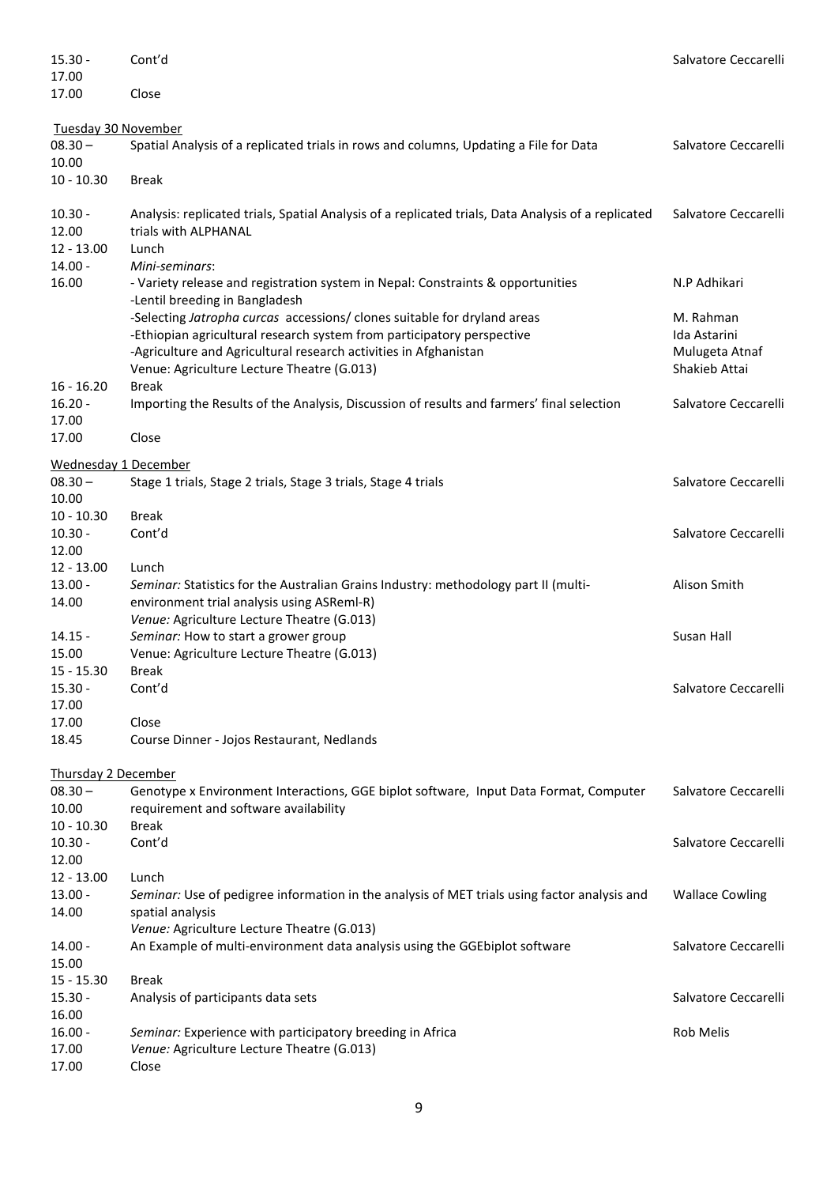| | | |
|---|---|---|
| 15.30 - 17.00 | Cont'd | Salvatore Ceccarelli |
| 17.00 | Close | |

<u>Tuesday 30 November</u>

| | | |
|---|---|---|
| 08.30 – 10.00 | Spatial Analysis of a replicated trials in rows and columns, Updating a File for Data | Salvatore Ceccarelli |
| 10 - 10.30 | Break | |
| 10.30 - 12.00 | Analysis: replicated trials, Spatial Analysis of a replicated trials, Data Analysis of a replicated trials with ALPHANAL | Salvatore Ceccarelli |
| 12 - 13.00 | Lunch | |
| 14.00 - 16.00 | *Mini-seminars*: | |
| | - Variety release and registration system in Nepal: Constraints & opportunities | N.P Adhikari |
| | -Lentil breeding in Bangladesh | M. Rahman |
| | -Selecting *Jatropha curcas* accessions/ clones suitable for dryland areas | Ida Astarini |
| | -Ethiopian agricultural research system from participatory perspective | Mulugeta Atnaf |
| | -Agriculture and Agricultural research activities in Afghanistan | Shakieb Attai |
| | Venue: Agriculture Lecture Theatre (G.013) | |
| 16 - 16.20 | Break | |
| 16.20 - 17.00 | Importing the Results of the Analysis, Discussion of results and farmers' final selection | Salvatore Ceccarelli |
| 17.00 | Close | |

<u>Wednesday 1 December</u>

| | | |
|---|---|---|
| 08.30 – 10.00 | Stage 1 trials, Stage 2 trials, Stage 3 trials, Stage 4 trials | Salvatore Ceccarelli |
| 10 - 10.30 | Break | |
| 10.30 - 12.00 | Cont'd | Salvatore Ceccarelli |
| 12 - 13.00 | Lunch | |
| 13.00 - 14.00 | *Seminar:* Statistics for the Australian Grains Industry: methodology part II (multi-environment trial analysis using ASReml-R)<br>*Venue:* Agriculture Lecture Theatre (G.013) | Alison Smith |
| 14.15 - 15.00 | *Seminar:* How to start a grower group<br>Venue: Agriculture Lecture Theatre (G.013) | Susan Hall |
| 15 - 15.30 | Break | |
| 15.30 - 17.00 | Cont'd | Salvatore Ceccarelli |
| 17.00 | Close | |
| 18.45 | Course Dinner - Jojos Restaurant, Nedlands | |

<u>Thursday 2 December</u>

| | | |
|---|---|---|
| 08.30 – 10.00 | Genotype x Environment Interactions, GGE biplot software, Input Data Format, Computer requirement and software availability | Salvatore Ceccarelli |
| 10 - 10.30 | Break | |
| 10.30 - 12.00 | Cont'd | Salvatore Ceccarelli |
| 12 - 13.00 | Lunch | |
| 13.00 - 14.00 | *Seminar:* Use of pedigree information in the analysis of MET trials using factor analysis and spatial analysis<br>*Venue:* Agriculture Lecture Theatre (G.013) | Wallace Cowling |
| 14.00 - 15.00 | An Example of multi-environment data analysis using the GGEbiplot software | Salvatore Ceccarelli |
| 15 - 15.30 | Break | |
| 15.30 - 16.00 | Analysis of participants data sets | Salvatore Ceccarelli |
| 16.00 - 17.00 | *Seminar:* Experience with participatory breeding in Africa<br>*Venue:* Agriculture Lecture Theatre (G.013) | Rob Melis |
| 17.00 | Close | |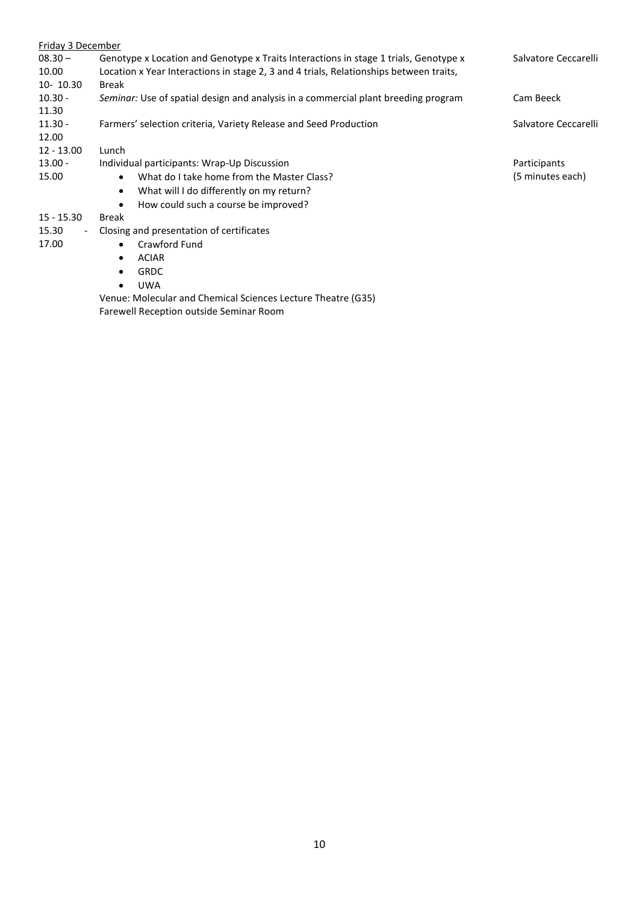Friday 3 December

| Time | Session | Presenter |
| --- | --- | --- |
| 08.30 – 10.00 | Genotype x Location and Genotype x Traits Interactions in stage 1 trials, Genotype x Location x Year Interactions in stage 2, 3 and 4 trials, Relationships between traits, | Salvatore Ceccarelli |
| 10- 10.30 | Break | |
| 10.30 - 11.30 | *Seminar:* Use of spatial design and analysis in a commercial plant breeding program | Cam Beeck |
| 11.30 - 12.00 | Farmers' selection criteria, Variety Release and Seed Production | Salvatore Ceccarelli |
| 12 - 13.00 | Lunch | |
| 13.00 - 15.00 | Individual participants: Wrap-Up Discussion<br>• What do I take home from the Master Class?<br>• What will I do differently on my return?<br>• How could such a course be improved? | Participants (5 minutes each) |
| 15 - 15.30 | Break | |
| 15.30 - 17.00 | Closing and presentation of certificates<br>• Crawford Fund<br>• ACIAR<br>• GRDC<br>• UWA<br>Venue: Molecular and Chemical Sciences Lecture Theatre (G35)<br>Farewell Reception outside Seminar Room | |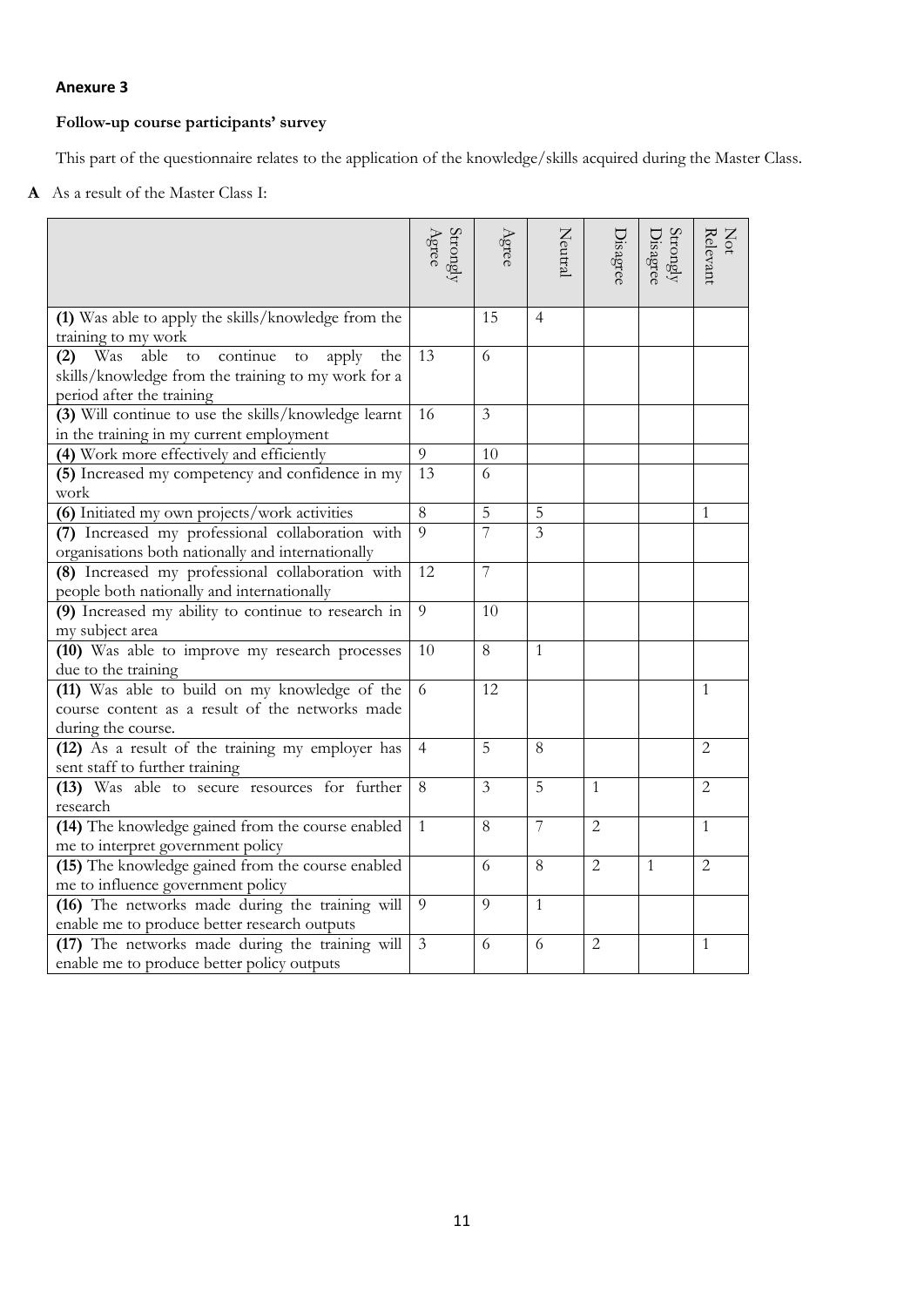**Anexure 3**

**Follow-up course participants' survey**

This part of the questionnaire relates to the application of the knowledge/skills acquired during the Master Class.

**A** As a result of the Master Class I:

| | Strongly Agree | Agree | Neutral | Disagree | Strongly Disagree | Not Relevant |
|---|---|---|---|---|---|---|
| **(1)** Was able to apply the skills/knowledge from the training to my work | | 15 | 4 | | | |
| **(2)** Was able to continue to apply the skills/knowledge from the training to my work for a period after the training | 13 | 6 | | | | |
| **(3)** Will continue to use the skills/knowledge learnt in the training in my current employment | 16 | 3 | | | | |
| **(4)** Work more effectively and efficiently | 9 | 10 | | | | |
| **(5)** Increased my competency and confidence in my work | 13 | 6 | | | | |
| **(6)** Initiated my own projects/work activities | 8 | 5 | 5 | | | 1 |
| **(7)** Increased my professional collaboration with organisations both nationally and internationally | 9 | 7 | 3 | | | |
| **(8)** Increased my professional collaboration with people both nationally and internationally | 12 | 7 | | | | |
| **(9)** Increased my ability to continue to research in my subject area | 9 | 10 | | | | |
| **(10)** Was able to improve my research processes due to the training | 10 | 8 | 1 | | | |
| **(11)** Was able to build on my knowledge of the course content as a result of the networks made during the course. | 6 | 12 | | | | 1 |
| **(12)** As a result of the training my employer has sent staff to further training | 4 | 5 | 8 | | | 2 |
| **(13)** Was able to secure resources for further research | 8 | 3 | 5 | 1 | | 2 |
| **(14)** The knowledge gained from the course enabled me to interpret government policy | 1 | 8 | 7 | 2 | | 1 |
| **(15)** The knowledge gained from the course enabled me to influence government policy | | 6 | 8 | 2 | 1 | 2 |
| **(16)** The networks made during the training will enable me to produce better research outputs | 9 | 9 | 1 | | | |
| **(17)** The networks made during the training will enable me to produce better policy outputs | 3 | 6 | 6 | 2 | | 1 |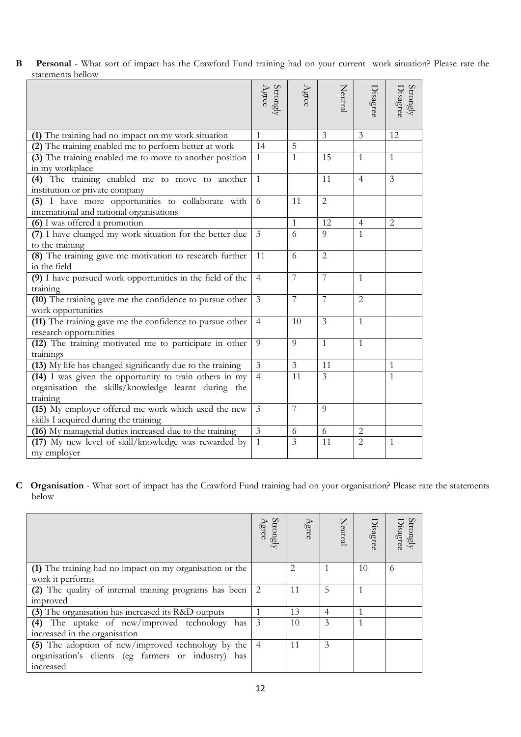**B Personal** - What sort of impact has the Crawford Fund training had on your current work situation? Please rate the statements bellow

| | Strongly Agree | Agree | Neutral | Disagree | Strongly Disagree |
|---|---|---|---|---|---|
| **(1)** The training had no impact on my work situation | 1 | | 3 | 3 | 12 |
| **(2)** The training enabled me to perform better at work | 14 | 5 | | | |
| **(3)** The training enabled me to move to another position in my workplace | 1 | 1 | 15 | 1 | 1 |
| **(4)** The training enabled me to move to another institution or private company | 1 | | 11 | 4 | 3 |
| **(5)** I have more opportunities to collaborate with international and national organisations | 6 | 11 | 2 | | |
| **(6)** I was offered a promotion | | 1 | 12 | 4 | 2 |
| **(7)** I have changed my work situation for the better due to the training | 3 | 6 | 9 | 1 | |
| **(8)** The training gave me motivation to research further in the field | 11 | 6 | 2 | | |
| **(9)** I have pursued work opportunities in the field of the training | 4 | 7 | 7 | 1 | |
| **(10)** The training gave me the confidence to pursue other work opportunities | 3 | 7 | 7 | 2 | |
| **(11)** The training gave me the confidence to pursue other research opportunities | 4 | 10 | 3 | 1 | |
| **(12)** The training motivated me to participate in other trainings | 9 | 9 | 1 | 1 | |
| **(13)** My life has changed significantly due to the training | 3 | 3 | 11 | | 1 |
| **(14)** I was given the opportunity to train others in my organisation the skills/knowledge learnt during the training | 4 | 11 | 3 | | 1 |
| **(15)** My employer offered me work which used the new skills I acquired during the training | 3 | 7 | 9 | | |
| **(16)** My managerial duties increased due to the training | 3 | 6 | 6 | 2 | |
| **(17)** My new level of skill/knowledge was rewarded by my employer | 1 | 3 | 11 | 2 | 1 |

**C Organisation** - What sort of impact has the Crawford Fund training had on your organisation? Please rate the statements below

| | Strongly Agree | Agree | Neutral | Disagree | Strongly Disagree |
|---|---|---|---|---|---|
| **(1)** The training had no impact on my organisation or the work it performs | | 2 | 1 | 10 | 6 |
| **(2)** The quality of internal training programs has been improved | 2 | 11 | 5 | 1 | |
| **(3)** The organisation has increased its R&D outputs | 1 | 13 | 4 | 1 | |
| **(4)** The uptake of new/improved technology has increased in the organisation | 3 | 10 | 3 | 1 | |
| **(5)** The adoption of new/improved technology by the organisation's clients (eg farmers or industry) has increased | 4 | 11 | 3 | | |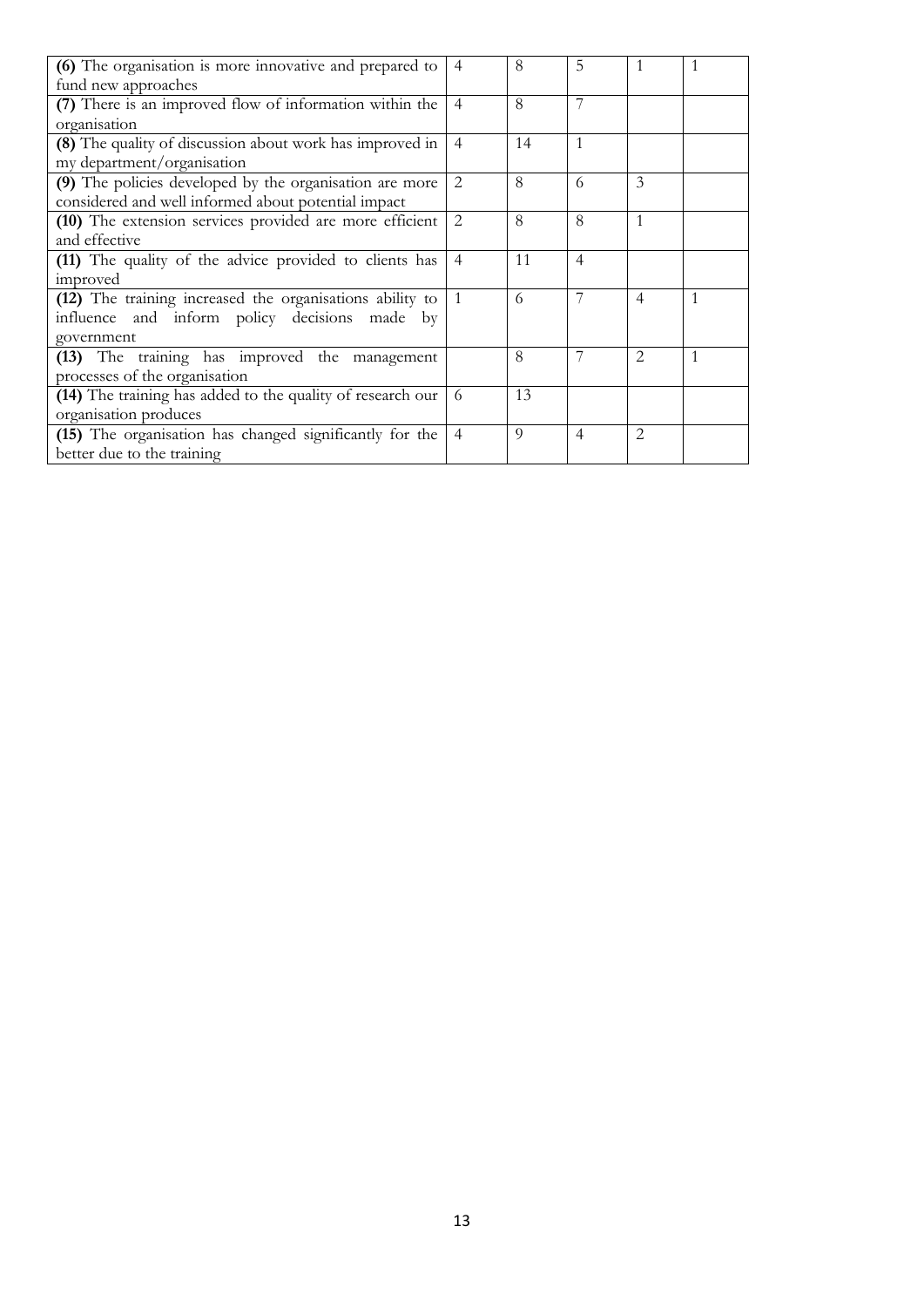| | | | | | |
|---|---|---|---|---|---|
| **(6)** The organisation is more innovative and prepared to fund new approaches | 4 | 8 | 5 | 1 | 1 |
| **(7)** There is an improved flow of information within the organisation | 4 | 8 | 7 | | |
| **(8)** The quality of discussion about work has improved in my department/organisation | 4 | 14 | 1 | | |
| **(9)** The policies developed by the organisation are more considered and well informed about potential impact | 2 | 8 | 6 | 3 | |
| **(10)** The extension services provided are more efficient and effective | 2 | 8 | 8 | 1 | |
| **(11)** The quality of the advice provided to clients has improved | 4 | 11 | 4 | | |
| **(12)** The training increased the organisations ability to influence and inform policy decisions made by government | 1 | 6 | 7 | 4 | 1 |
| **(13)** The training has improved the management processes of the organisation | | 8 | 7 | 2 | 1 |
| **(14)** The training has added to the quality of research our organisation produces | 6 | 13 | | | |
| **(15)** The organisation has changed significantly for the better due to the training | 4 | 9 | 4 | 2 | |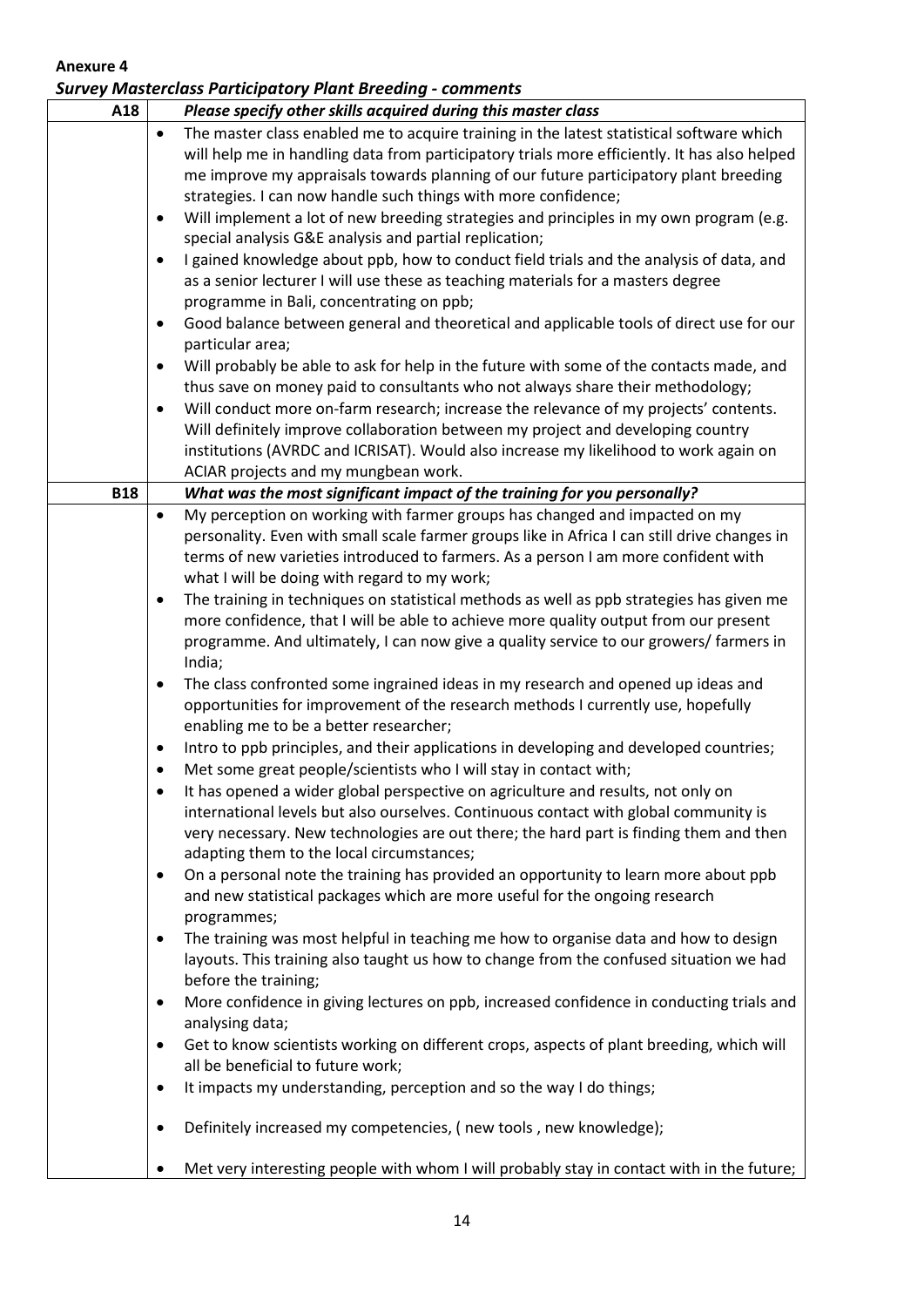**Anexure 4**

***Survey Masterclass Participatory Plant Breeding - comments***

| A18 | *Please specify other skills acquired during this master class* |
|---|---|
| | • The master class enabled me to acquire training in the latest statistical software which will help me in handling data from participatory trials more efficiently. It has also helped me improve my appraisals towards planning of our future participatory plant breeding strategies. I can now handle such things with more confidence;<br>• Will implement a lot of new breeding strategies and principles in my own program (e.g. special analysis G&E analysis and partial replication;<br>• I gained knowledge about ppb, how to conduct field trials and the analysis of data, and as a senior lecturer I will use these as teaching materials for a masters degree programme in Bali, concentrating on ppb;<br>• Good balance between general and theoretical and applicable tools of direct use for our particular area;<br>• Will probably be able to ask for help in the future with some of the contacts made, and thus save on money paid to consultants who not always share their methodology;<br>• Will conduct more on-farm research; increase the relevance of my projects' contents. Will definitely improve collaboration between my project and developing country institutions (AVRDC and ICRISAT). Would also increase my likelihood to work again on ACIAR projects and my mungbean work. |
| **B18** | ***What was the most significant impact of the training for you personally?*** |
| | • My perception on working with farmer groups has changed and impacted on my personality. Even with small scale farmer groups like in Africa I can still drive changes in terms of new varieties introduced to farmers. As a person I am more confident with what I will be doing with regard to my work;<br>• The training in techniques on statistical methods as well as ppb strategies has given me more confidence, that I will be able to achieve more quality output from our present programme. And ultimately, I can now give a quality service to our growers/ farmers in India;<br>• The class confronted some ingrained ideas in my research and opened up ideas and opportunities for improvement of the research methods I currently use, hopefully enabling me to be a better researcher;<br>• Intro to ppb principles, and their applications in developing and developed countries;<br>• Met some great people/scientists who I will stay in contact with;<br>• It has opened a wider global perspective on agriculture and results, not only on international levels but also ourselves. Continuous contact with global community is very necessary. New technologies are out there; the hard part is finding them and then adapting them to the local circumstances;<br>• On a personal note the training has provided an opportunity to learn more about ppb and new statistical packages which are more useful for the ongoing research programmes;<br>• The training was most helpful in teaching me how to organise data and how to design layouts. This training also taught us how to change from the confused situation we had before the training;<br>• More confidence in giving lectures on ppb, increased confidence in conducting trials and analysing data;<br>• Get to know scientists working on different crops, aspects of plant breeding, which will all be beneficial to future work;<br>• It impacts my understanding, perception and so the way I do things;<br>• Definitely increased my competencies, ( new tools , new knowledge);<br>• Met very interesting people with whom I will probably stay in contact with in the future; |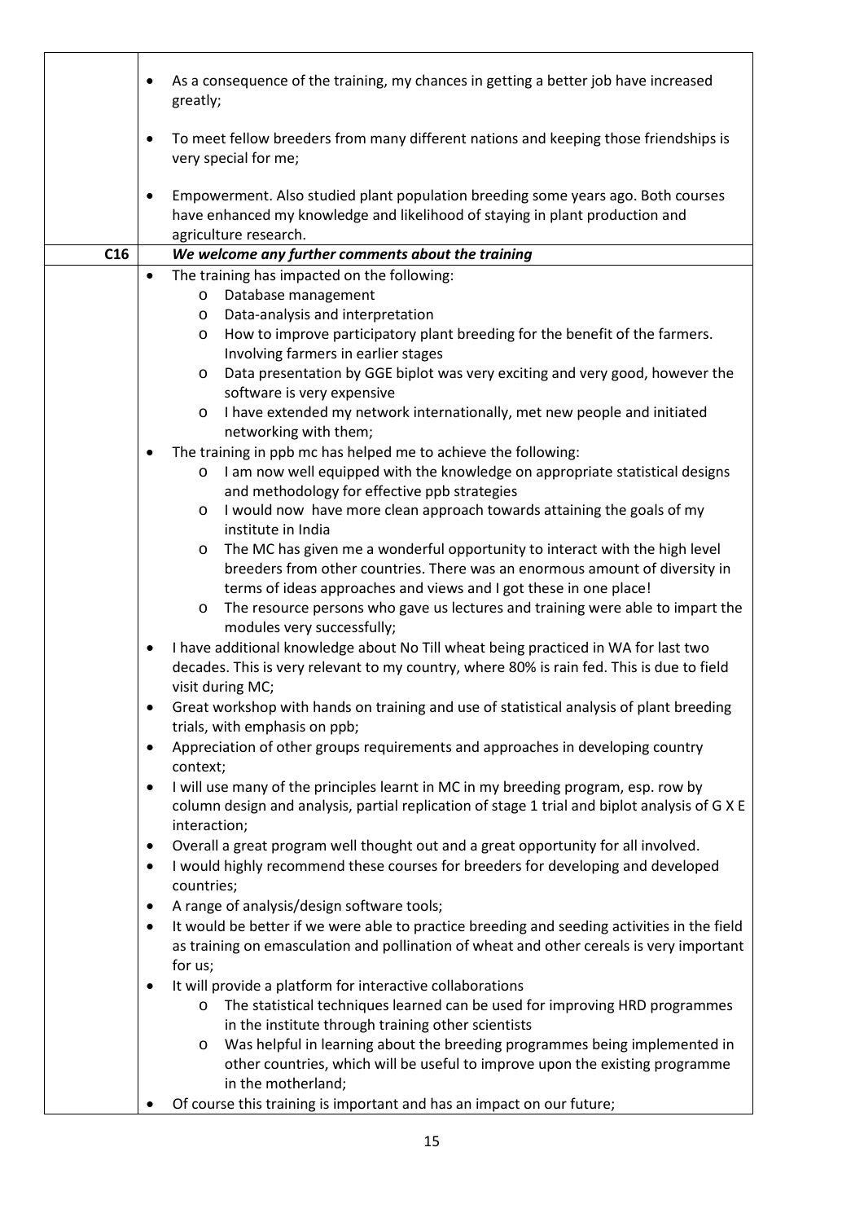| | |
|---|---|
| | • As a consequence of the training, my chances in getting a better job have increased greatly;<br><br>• To meet fellow breeders from many different nations and keeping those friendships is very special for me;<br><br>• Empowerment. Also studied plant population breeding some years ago. Both courses have enhanced my knowledge and likelihood of staying in plant production and agriculture research. |
| **C16** | ***We welcome any further comments about the training*** |
| | • The training has impacted on the following:<br>&nbsp;&nbsp;&nbsp;&nbsp;o Database management<br>&nbsp;&nbsp;&nbsp;&nbsp;o Data-analysis and interpretation<br>&nbsp;&nbsp;&nbsp;&nbsp;o How to improve participatory plant breeding for the benefit of the farmers. Involving farmers in earlier stages<br>&nbsp;&nbsp;&nbsp;&nbsp;o Data presentation by GGE biplot was very exciting and very good, however the software is very expensive<br>&nbsp;&nbsp;&nbsp;&nbsp;o I have extended my network internationally, met new people and initiated networking with them;<br>• The training in ppb mc has helped me to achieve the following:<br>&nbsp;&nbsp;&nbsp;&nbsp;o I am now well equipped with the knowledge on appropriate statistical designs and methodology for effective ppb strategies<br>&nbsp;&nbsp;&nbsp;&nbsp;o I would now have more clean approach towards attaining the goals of my institute in India<br>&nbsp;&nbsp;&nbsp;&nbsp;o The MC has given me a wonderful opportunity to interact with the high level breeders from other countries. There was an enormous amount of diversity in terms of ideas approaches and views and I got these in one place!<br>&nbsp;&nbsp;&nbsp;&nbsp;o The resource persons who gave us lectures and training were able to impart the modules very successfully;<br>• I have additional knowledge about No Till wheat being practiced in WA for last two decades. This is very relevant to my country, where 80% is rain fed. This is due to field visit during MC;<br>• Great workshop with hands on training and use of statistical analysis of plant breeding trials, with emphasis on ppb;<br>• Appreciation of other groups requirements and approaches in developing country context;<br>• I will use many of the principles learnt in MC in my breeding program, esp. row by column design and analysis, partial replication of stage 1 trial and biplot analysis of G X E interaction;<br>• Overall a great program well thought out and a great opportunity for all involved.<br>• I would highly recommend these courses for breeders for developing and developed countries;<br>• A range of analysis/design software tools;<br>• It would be better if we were able to practice breeding and seeding activities in the field as training on emasculation and pollination of wheat and other cereals is very important for us;<br>• It will provide a platform for interactive collaborations<br>&nbsp;&nbsp;&nbsp;&nbsp;o The statistical techniques learned can be used for improving HRD programmes in the institute through training other scientists<br>&nbsp;&nbsp;&nbsp;&nbsp;o Was helpful in learning about the breeding programmes being implemented in other countries, which will be useful to improve upon the existing programme in the motherland;<br>• Of course this training is important and has an impact on our future; |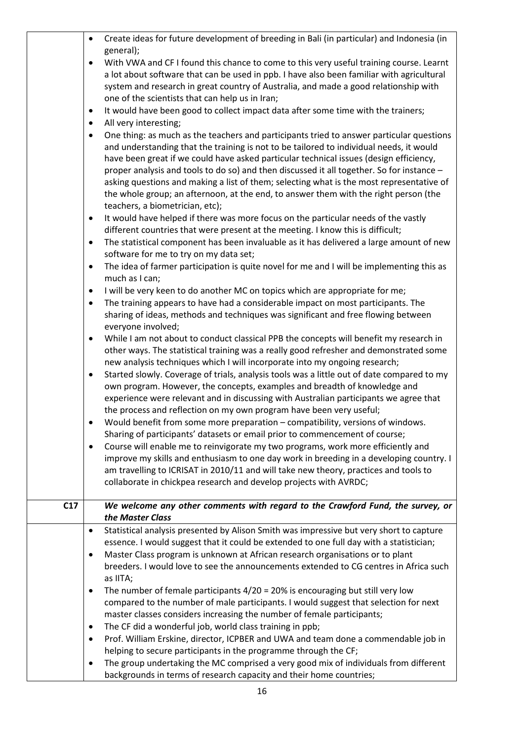| | |
|---|---|
| | • Create ideas for future development of breeding in Bali (in particular) and Indonesia (in general);<br>• With VWA and CF I found this chance to come to this very useful training course. Learnt a lot about software that can be used in ppb. I have also been familiar with agricultural system and research in great country of Australia, and made a good relationship with one of the scientists that can help us in Iran;<br>• It would have been good to collect impact data after some time with the trainers;<br>• All very interesting;<br>• One thing: as much as the teachers and participants tried to answer particular questions and understanding that the training is not to be tailored to individual needs, it would have been great if we could have asked particular technical issues (design efficiency, proper analysis and tools to do so) and then discussed it all together. So for instance – asking questions and making a list of them; selecting what is the most representative of the whole group; an afternoon, at the end, to answer them with the right person (the teachers, a biometrician, etc);<br>• It would have helped if there was more focus on the particular needs of the vastly different countries that were present at the meeting. I know this is difficult;<br>• The statistical component has been invaluable as it has delivered a large amount of new software for me to try on my data set;<br>• The idea of farmer participation is quite novel for me and I will be implementing this as much as I can;<br>• I will be very keen to do another MC on topics which are appropriate for me;<br>• The training appears to have had a considerable impact on most participants. The sharing of ideas, methods and techniques was significant and free flowing between everyone involved;<br>• While I am not about to conduct classical PPB the concepts will benefit my research in other ways. The statistical training was a really good refresher and demonstrated some new analysis techniques which I will incorporate into my ongoing research;<br>• Started slowly. Coverage of trials, analysis tools was a little out of date compared to my own program. However, the concepts, examples and breadth of knowledge and experience were relevant and in discussing with Australian participants we agree that the process and reflection on my own program have been very useful;<br>• Would benefit from some more preparation – compatibility, versions of windows. Sharing of participants' datasets or email prior to commencement of course;<br>• Course will enable me to reinvigorate my two programs, work more efficiently and improve my skills and enthusiasm to one day work in breeding in a developing country. I am travelling to ICRISAT in 2010/11 and will take new theory, practices and tools to collaborate in chickpea research and develop projects with AVRDC; |
| **C17** | ***We welcome any other comments with regard to the Crawford Fund, the survey, or the Master Class*** |
| | • Statistical analysis presented by Alison Smith was impressive but very short to capture essence. I would suggest that it could be extended to one full day with a statistician;<br>• Master Class program is unknown at African research organisations or to plant breeders. I would love to see the announcements extended to CG centres in Africa such as IITA;<br>• The number of female participants 4/20 = 20% is encouraging but still very low compared to the number of male participants. I would suggest that selection for next master classes considers increasing the number of female participants;<br>• The CF did a wonderful job, world class training in ppb;<br>• Prof. William Erskine, director, ICPBER and UWA and team done a commendable job in helping to secure participants in the programme through the CF;<br>• The group undertaking the MC comprised a very good mix of individuals from different backgrounds in terms of research capacity and their home countries; |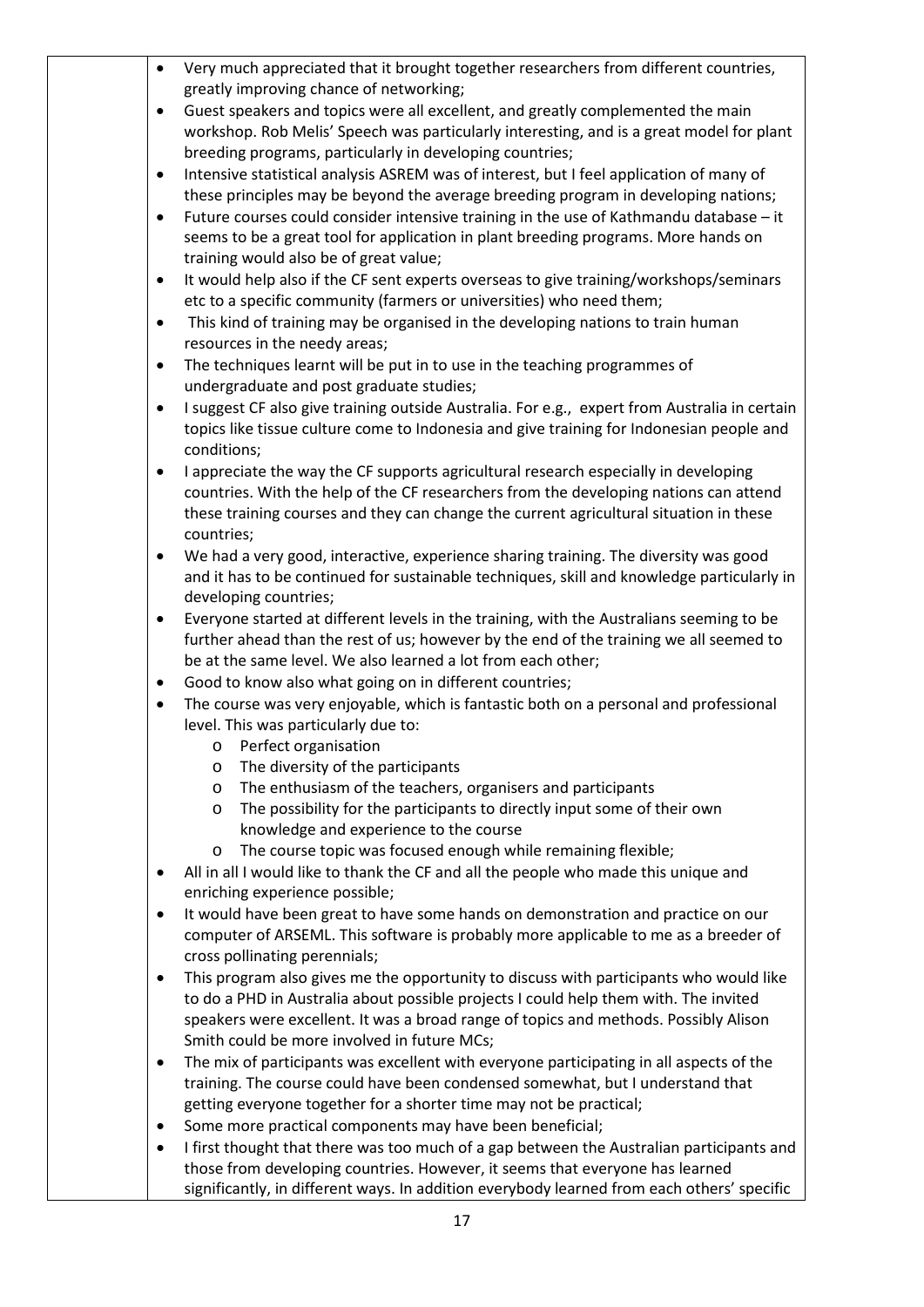- Very much appreciated that it brought together researchers from different countries, greatly improving chance of networking;
- Guest speakers and topics were all excellent, and greatly complemented the main workshop. Rob Melis' Speech was particularly interesting, and is a great model for plant breeding programs, particularly in developing countries;
- Intensive statistical analysis ASREM was of interest, but I feel application of many of these principles may be beyond the average breeding program in developing nations;
- Future courses could consider intensive training in the use of Kathmandu database – it seems to be a great tool for application in plant breeding programs. More hands on training would also be of great value;
- It would help also if the CF sent experts overseas to give training/workshops/seminars etc to a specific community (farmers or universities) who need them;
- This kind of training may be organised in the developing nations to train human resources in the needy areas;
- The techniques learnt will be put in to use in the teaching programmes of undergraduate and post graduate studies;
- I suggest CF also give training outside Australia. For e.g., expert from Australia in certain topics like tissue culture come to Indonesia and give training for Indonesian people and conditions;
- I appreciate the way the CF supports agricultural research especially in developing countries. With the help of the CF researchers from the developing nations can attend these training courses and they can change the current agricultural situation in these countries;
- We had a very good, interactive, experience sharing training. The diversity was good and it has to be continued for sustainable techniques, skill and knowledge particularly in developing countries;
- Everyone started at different levels in the training, with the Australians seeming to be further ahead than the rest of us; however by the end of the training we all seemed to be at the same level. We also learned a lot from each other;
- Good to know also what going on in different countries;
- The course was very enjoyable, which is fantastic both on a personal and professional level. This was particularly due to:
    - Perfect organisation
    - The diversity of the participants
    - The enthusiasm of the teachers, organisers and participants
    - The possibility for the participants to directly input some of their own knowledge and experience to the course
    - The course topic was focused enough while remaining flexible;
- All in all I would like to thank the CF and all the people who made this unique and enriching experience possible;
- It would have been great to have some hands on demonstration and practice on our computer of ARSEML. This software is probably more applicable to me as a breeder of cross pollinating perennials;
- This program also gives me the opportunity to discuss with participants who would like to do a PHD in Australia about possible projects I could help them with. The invited speakers were excellent. It was a broad range of topics and methods. Possibly Alison Smith could be more involved in future MCs;
- The mix of participants was excellent with everyone participating in all aspects of the training. The course could have been condensed somewhat, but I understand that getting everyone together for a shorter time may not be practical;
- Some more practical components may have been beneficial;
- I first thought that there was too much of a gap between the Australian participants and those from developing countries. However, it seems that everyone has learned significantly, in different ways. In addition everybody learned from each others' specific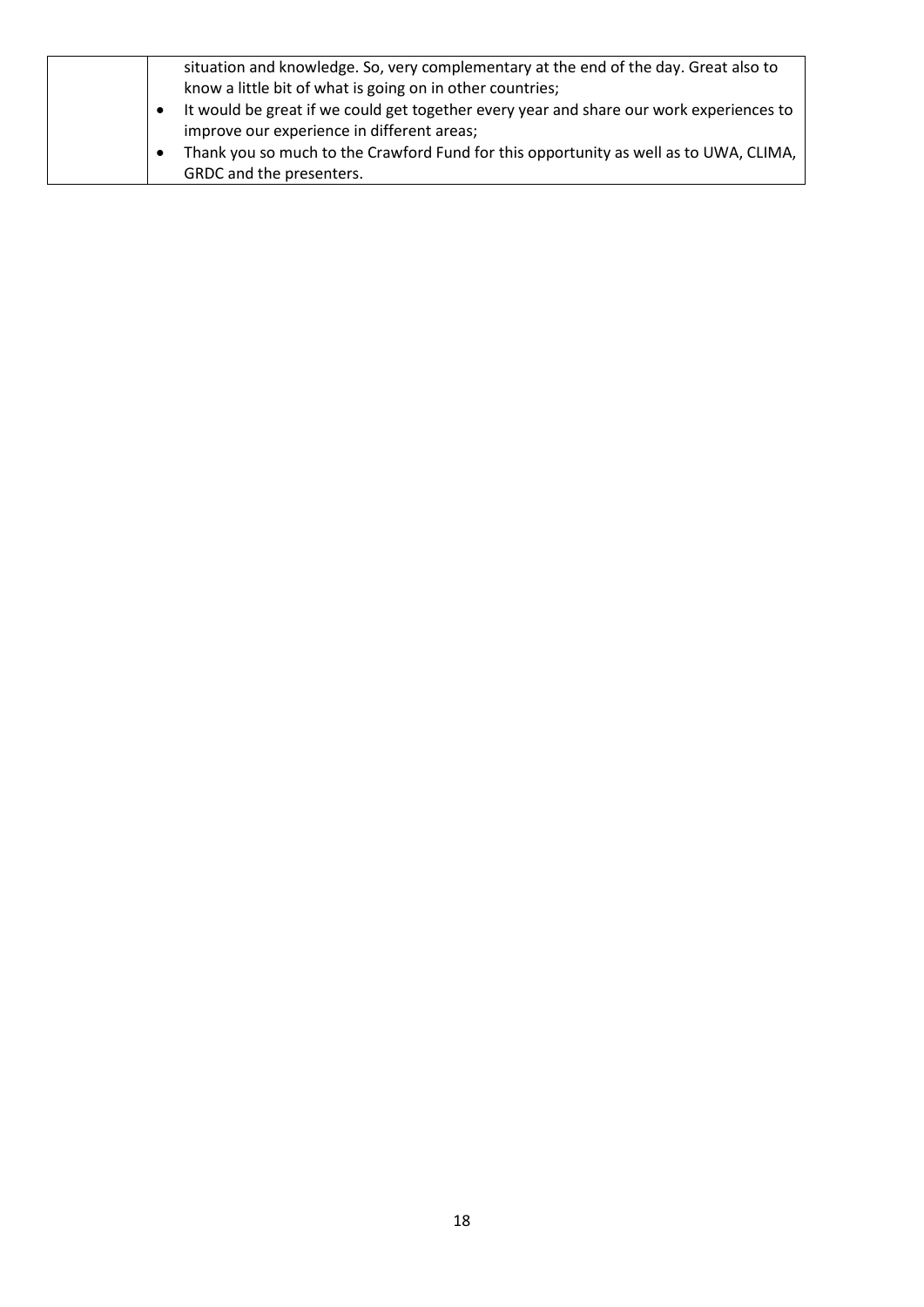| | |
|---|---|
| | situation and knowledge. So, very complementary at the end of the day. Great also to know a little bit of what is going on in other countries;<br>• It would be great if we could get together every year and share our work experiences to improve our experience in different areas;<br>• Thank you so much to the Crawford Fund for this opportunity as well as to UWA, CLIMA, GRDC and the presenters. |